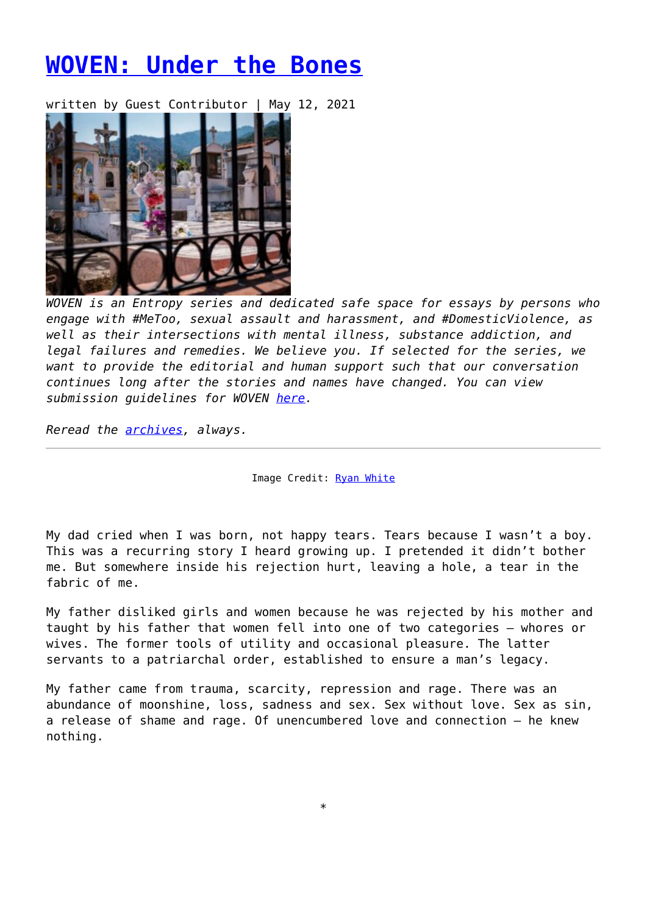# [WOVEN: Under the Bones]

written by Guest Contributor | May 12, 2021

*WOVEN is an Entropy series and dedicated safe space for essays by persons who engage with #MeToo, sexual assault and harassment, and #DomesticViolence, as well as their intersections with mental illness, substance addiction, and legal failures and remedies. We believe you. If selected for the series, we want to provide the editorial and human support such that our conversation continues long after the stories and names have changed. You can view submission guidelines for WOVEN here.*

*Reread the archives, always.*

---

Image Credit: Ryan White

My dad cried when I was born, not happy tears. Tears because I wasn't a boy. This was a recurring story I heard growing up. I pretended it didn't bother me. But somewhere inside his rejection hurt, leaving a hole, a tear in the fabric of me.

My father disliked girls and women because he was rejected by his mother and taught by his father that women fell into one of two categories – whores or wives. The former tools of utility and occasional pleasure. The latter servants to a patriarchal order, established to ensure a man's legacy.

My father came from trauma, scarcity, repression and rage. There was an abundance of moonshine, loss, sadness and sex. Sex without love. Sex as sin, a release of shame and rage. Of unencumbered love and connection – he knew nothing.

*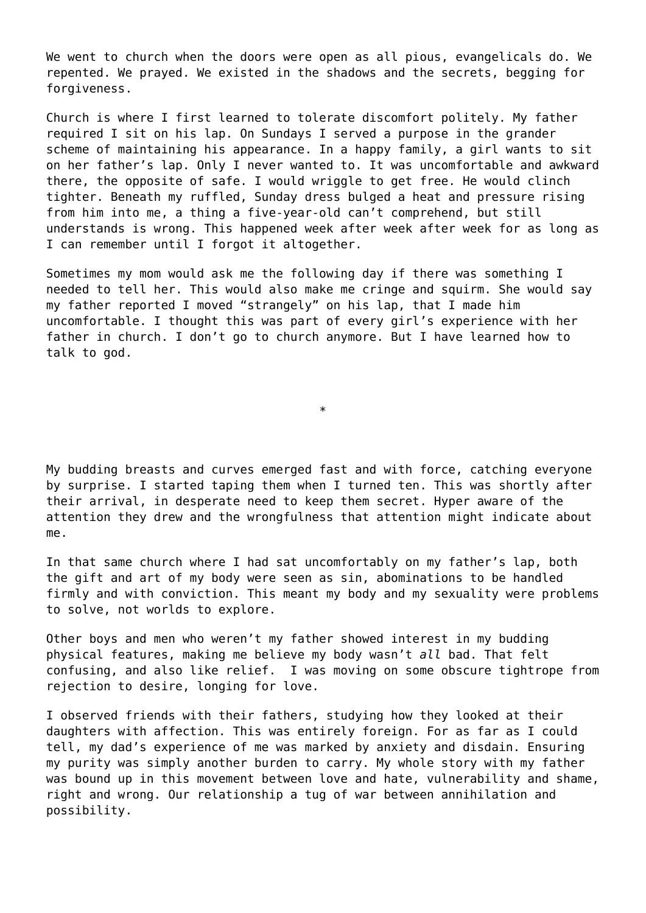We went to church when the doors were open as all pious, evangelicals do. We repented. We prayed. We existed in the shadows and the secrets, begging for forgiveness.

Church is where I first learned to tolerate discomfort politely. My father required I sit on his lap. On Sundays I served a purpose in the grander scheme of maintaining his appearance. In a happy family, a girl wants to sit on her father's lap. Only I never wanted to. It was uncomfortable and awkward there, the opposite of safe. I would wriggle to get free. He would clinch tighter. Beneath my ruffled, Sunday dress bulged a heat and pressure rising from him into me, a thing a five-year-old can't comprehend, but still understands is wrong. This happened week after week after week for as long as I can remember until I forgot it altogether.

Sometimes my mom would ask me the following day if there was something I needed to tell her. This would also make me cringe and squirm. She would say my father reported I moved "strangely" on his lap, that I made him uncomfortable. I thought this was part of every girl's experience with her father in church. I don't go to church anymore. But I have learned how to talk to god.

*

My budding breasts and curves emerged fast and with force, catching everyone by surprise. I started taping them when I turned ten. This was shortly after their arrival, in desperate need to keep them secret. Hyper aware of the attention they drew and the wrongfulness that attention might indicate about me.

In that same church where I had sat uncomfortably on my father's lap, both the gift and art of my body were seen as sin, abominations to be handled firmly and with conviction. This meant my body and my sexuality were problems to solve, not worlds to explore.

Other boys and men who weren't my father showed interest in my budding physical features, making me believe my body wasn't *all* bad. That felt confusing, and also like relief. I was moving on some obscure tightrope from rejection to desire, longing for love.

I observed friends with their fathers, studying how they looked at their daughters with affection. This was entirely foreign. For as far as I could tell, my dad's experience of me was marked by anxiety and disdain. Ensuring my purity was simply another burden to carry. My whole story with my father was bound up in this movement between love and hate, vulnerability and shame, right and wrong. Our relationship a tug of war between annihilation and possibility.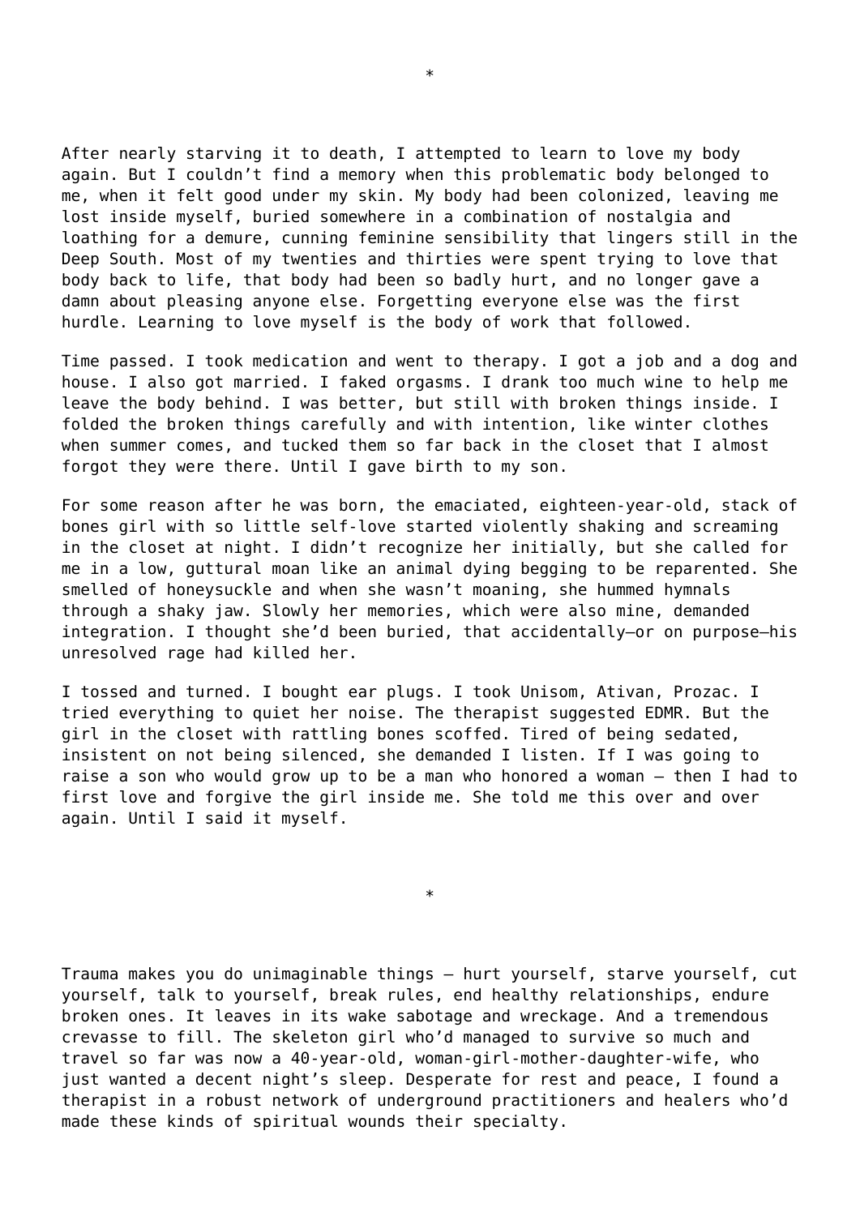*

After nearly starving it to death, I attempted to learn to love my body again. But I couldn't find a memory when this problematic body belonged to me, when it felt good under my skin. My body had been colonized, leaving me lost inside myself, buried somewhere in a combination of nostalgia and loathing for a demure, cunning feminine sensibility that lingers still in the Deep South. Most of my twenties and thirties were spent trying to love that body back to life, that body had been so badly hurt, and no longer gave a damn about pleasing anyone else. Forgetting everyone else was the first hurdle. Learning to love myself is the body of work that followed.

Time passed. I took medication and went to therapy. I got a job and a dog and house. I also got married. I faked orgasms. I drank too much wine to help me leave the body behind. I was better, but still with broken things inside. I folded the broken things carefully and with intention, like winter clothes when summer comes, and tucked them so far back in the closet that I almost forgot they were there. Until I gave birth to my son.

For some reason after he was born, the emaciated, eighteen-year-old, stack of bones girl with so little self-love started violently shaking and screaming in the closet at night. I didn't recognize her initially, but she called for me in a low, guttural moan like an animal dying begging to be reparented. She smelled of honeysuckle and when she wasn't moaning, she hummed hymnals through a shaky jaw. Slowly her memories, which were also mine, demanded integration. I thought she'd been buried, that accidentally—or on purpose—his unresolved rage had killed her.

I tossed and turned. I bought ear plugs. I took Unisom, Ativan, Prozac. I tried everything to quiet her noise. The therapist suggested EDMR. But the girl in the closet with rattling bones scoffed. Tired of being sedated, insistent on not being silenced, she demanded I listen. If I was going to raise a son who would grow up to be a man who honored a woman – then I had to first love and forgive the girl inside me. She told me this over and over again. Until I said it myself.

*

Trauma makes you do unimaginable things – hurt yourself, starve yourself, cut yourself, talk to yourself, break rules, end healthy relationships, endure broken ones. It leaves in its wake sabotage and wreckage. And a tremendous crevasse to fill. The skeleton girl who'd managed to survive so much and travel so far was now a 40-year-old, woman-girl-mother-daughter-wife, who just wanted a decent night's sleep. Desperate for rest and peace, I found a therapist in a robust network of underground practitioners and healers who'd made these kinds of spiritual wounds their specialty.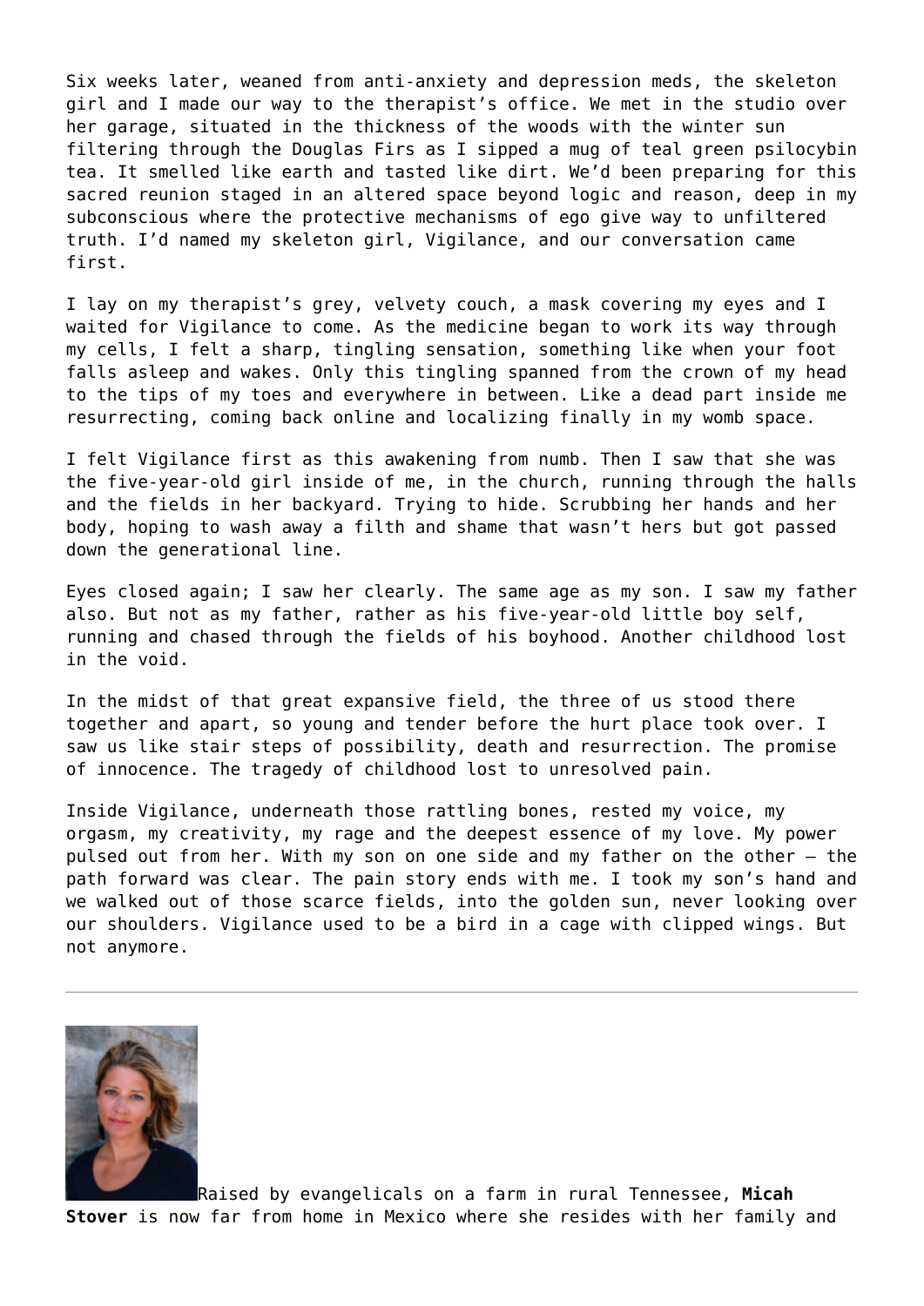Six weeks later, weaned from anti-anxiety and depression meds, the skeleton girl and I made our way to the therapist's office. We met in the studio over her garage, situated in the thickness of the woods with the winter sun filtering through the Douglas Firs as I sipped a mug of teal green psilocybin tea. It smelled like earth and tasted like dirt. We'd been preparing for this sacred reunion staged in an altered space beyond logic and reason, deep in my subconscious where the protective mechanisms of ego give way to unfiltered truth. I'd named my skeleton girl, Vigilance, and our conversation came first.

I lay on my therapist's grey, velvety couch, a mask covering my eyes and I waited for Vigilance to come. As the medicine began to work its way through my cells, I felt a sharp, tingling sensation, something like when your foot falls asleep and wakes. Only this tingling spanned from the crown of my head to the tips of my toes and everywhere in between. Like a dead part inside me resurrecting, coming back online and localizing finally in my womb space.

I felt Vigilance first as this awakening from numb. Then I saw that she was the five-year-old girl inside of me, in the church, running through the halls and the fields in her backyard. Trying to hide. Scrubbing her hands and her body, hoping to wash away a filth and shame that wasn't hers but got passed down the generational line.

Eyes closed again; I saw her clearly. The same age as my son. I saw my father also. But not as my father, rather as his five-year-old little boy self, running and chased through the fields of his boyhood. Another childhood lost in the void.

In the midst of that great expansive field, the three of us stood there together and apart, so young and tender before the hurt place took over. I saw us like stair steps of possibility, death and resurrection. The promise of innocence. The tragedy of childhood lost to unresolved pain.

Inside Vigilance, underneath those rattling bones, rested my voice, my orgasm, my creativity, my rage and the deepest essence of my love. My power pulsed out from her. With my son on one side and my father on the other – the path forward was clear. The pain story ends with me. I took my son's hand and we walked out of those scarce fields, into the golden sun, never looking over our shoulders. Vigilance used to be a bird in a cage with clipped wings. But not anymore.

---

Raised by evangelicals on a farm in rural Tennessee, **Micah Stover** is now far from home in Mexico where she resides with her family and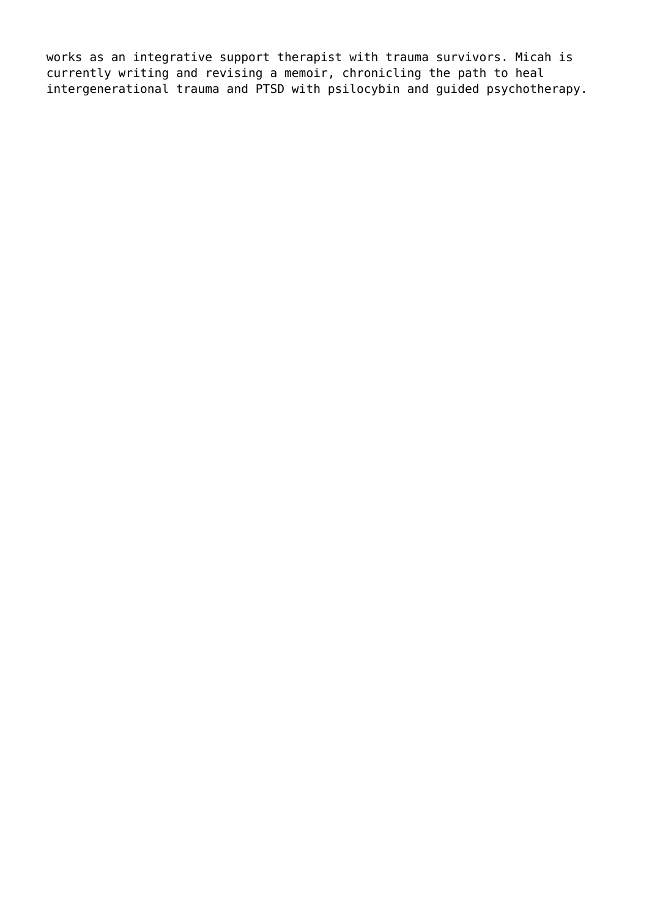works as an integrative support therapist with trauma survivors. Micah is currently writing and revising a memoir, chronicling the path to heal intergenerational trauma and PTSD with psilocybin and guided psychotherapy.